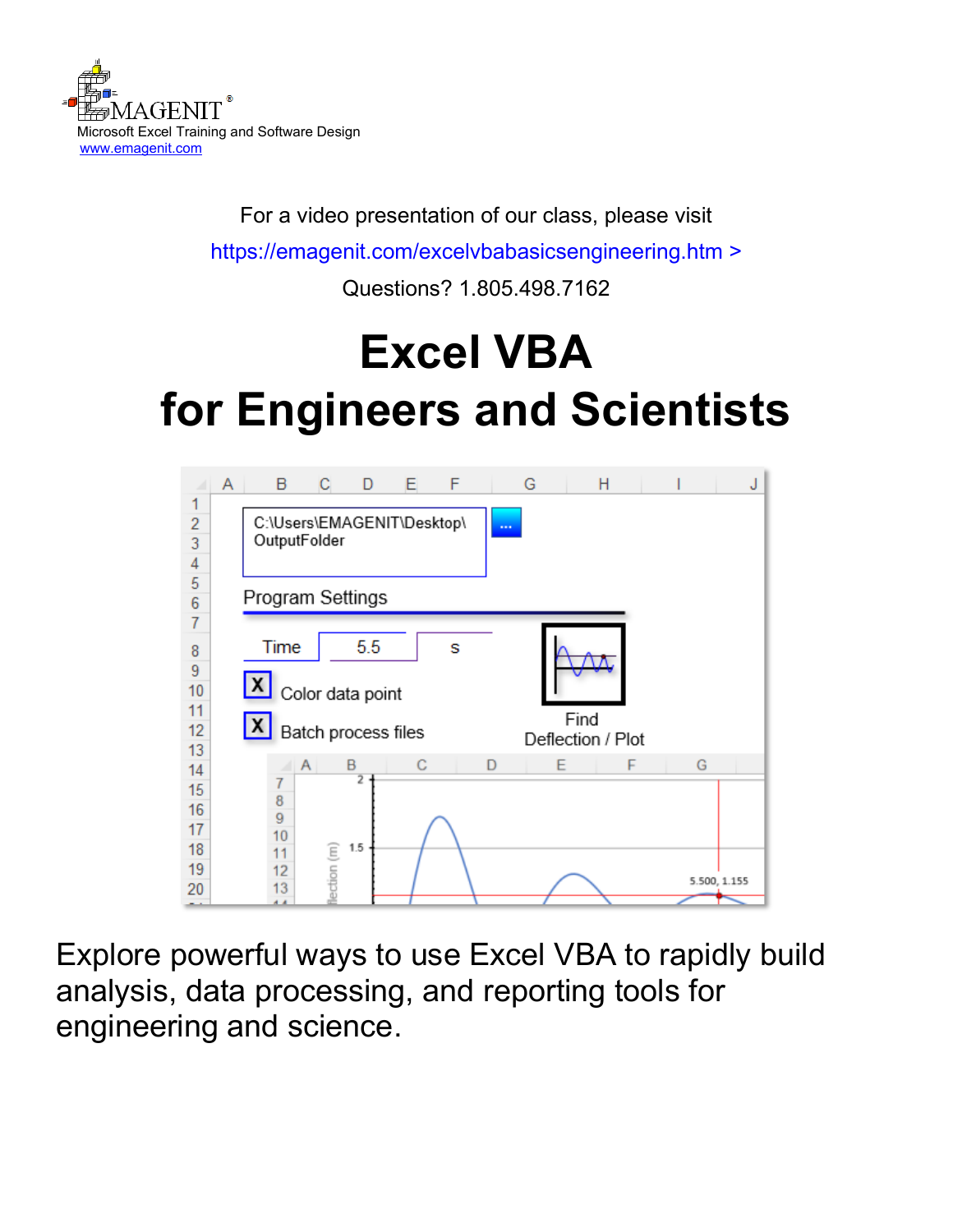EMAGENIT®

Microsoft Excel Training and Software Design

www.emagenit.com

For a video presentation of our class, please visit

https://emagenit.com/excelvbabasicsengineering.htm >

Questions? 1.805.498.7162

# Excel VBA
# for Engineers and Scientists

Explore powerful ways to use Excel VBA to rapidly build analysis, data processing, and reporting tools for engineering and science.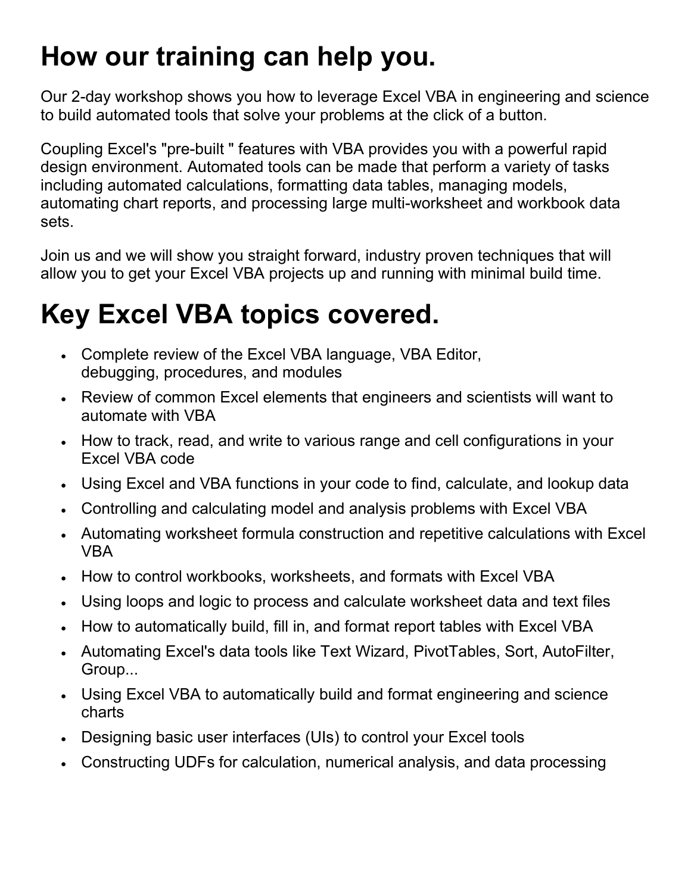# How our training can help you.

Our 2-day workshop shows you how to leverage Excel VBA in engineering and science to build automated tools that solve your problems at the click of a button.

Coupling Excel's "pre-built " features with VBA provides you with a powerful rapid design environment. Automated tools can be made that perform a variety of tasks including automated calculations, formatting data tables, managing models, automating chart reports, and processing large multi-worksheet and workbook data sets.

Join us and we will show you straight forward, industry proven techniques that will allow you to get your Excel VBA projects up and running with minimal build time.

# Key Excel VBA topics covered.

- Complete review of the Excel VBA language, VBA Editor, debugging, procedures, and modules
- Review of common Excel elements that engineers and scientists will want to automate with VBA
- How to track, read, and write to various range and cell configurations in your Excel VBA code
- Using Excel and VBA functions in your code to find, calculate, and lookup data
- Controlling and calculating model and analysis problems with Excel VBA
- Automating worksheet formula construction and repetitive calculations with Excel VBA
- How to control workbooks, worksheets, and formats with Excel VBA
- Using loops and logic to process and calculate worksheet data and text files
- How to automatically build, fill in, and format report tables with Excel VBA
- Automating Excel's data tools like Text Wizard, PivotTables, Sort, AutoFilter, Group...
- Using Excel VBA to automatically build and format engineering and science charts
- Designing basic user interfaces (UIs) to control your Excel tools
- Constructing UDFs for calculation, numerical analysis, and data processing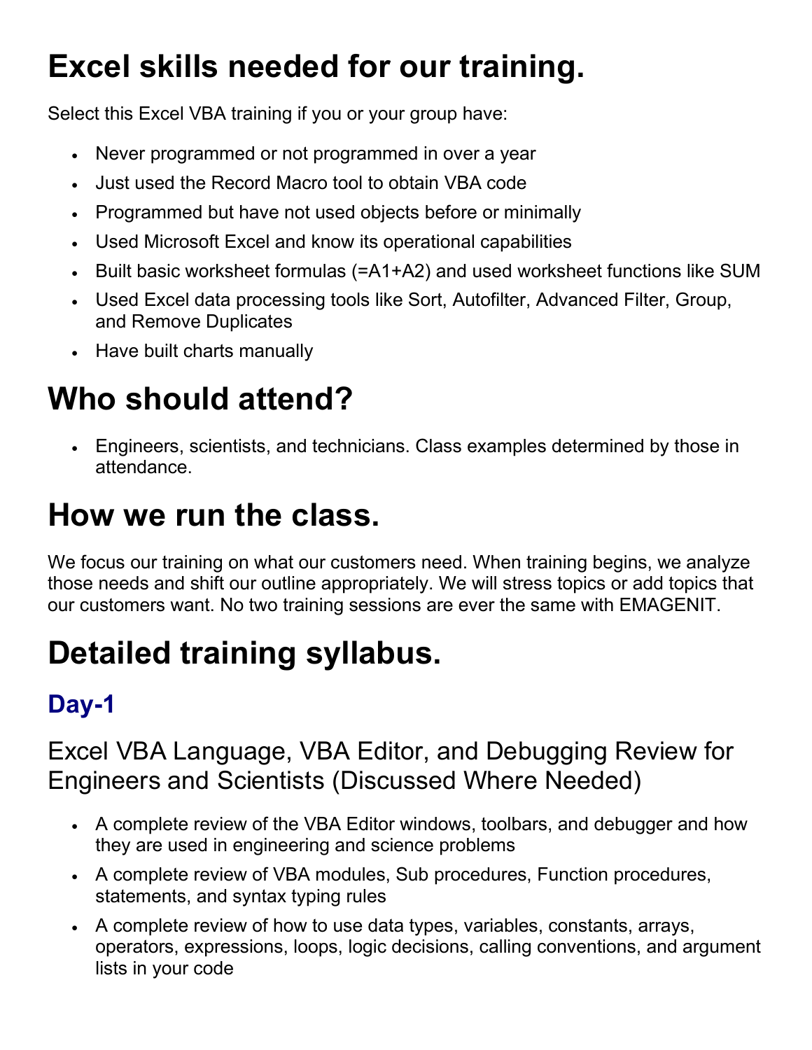# Excel skills needed for our training.

Select this Excel VBA training if you or your group have:

- Never programmed or not programmed in over a year
- Just used the Record Macro tool to obtain VBA code
- Programmed but have not used objects before or minimally
- Used Microsoft Excel and know its operational capabilities
- Built basic worksheet formulas (=A1+A2) and used worksheet functions like SUM
- Used Excel data processing tools like Sort, Autofilter, Advanced Filter, Group, and Remove Duplicates
- Have built charts manually

# Who should attend?

- Engineers, scientists, and technicians. Class examples determined by those in attendance.

# How we run the class.

We focus our training on what our customers need. When training begins, we analyze those needs and shift our outline appropriately. We will stress topics or add topics that our customers want. No two training sessions are ever the same with EMAGENIT.

# Detailed training syllabus.

## Day-1

### Excel VBA Language, VBA Editor, and Debugging Review for Engineers and Scientists (Discussed Where Needed)

- A complete review of the VBA Editor windows, toolbars, and debugger and how they are used in engineering and science problems
- A complete review of VBA modules, Sub procedures, Function procedures, statements, and syntax typing rules
- A complete review of how to use data types, variables, constants, arrays, operators, expressions, loops, logic decisions, calling conventions, and argument lists in your code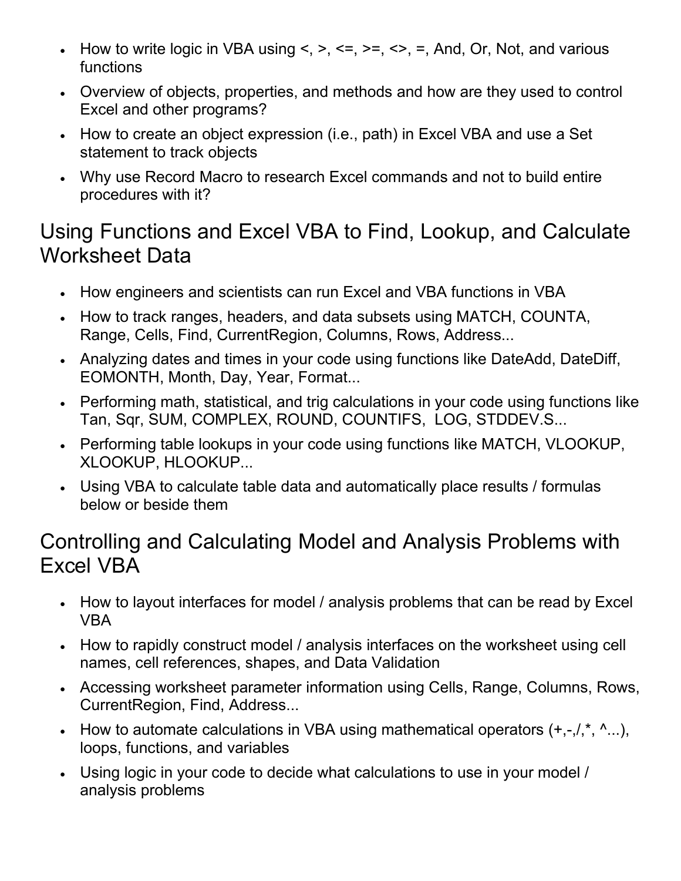- How to write logic in VBA using <, >, <=, >=, <>, =, And, Or, Not, and various functions
- Overview of objects, properties, and methods and how are they used to control Excel and other programs?
- How to create an object expression (i.e., path) in Excel VBA and use a Set statement to track objects
- Why use Record Macro to research Excel commands and not to build entire procedures with it?

## Using Functions and Excel VBA to Find, Lookup, and Calculate Worksheet Data

- How engineers and scientists can run Excel and VBA functions in VBA
- How to track ranges, headers, and data subsets using MATCH, COUNTA, Range, Cells, Find, CurrentRegion, Columns, Rows, Address...
- Analyzing dates and times in your code using functions like DateAdd, DateDiff, EOMONTH, Month, Day, Year, Format...
- Performing math, statistical, and trig calculations in your code using functions like Tan, Sqr, SUM, COMPLEX, ROUND, COUNTIFS, LOG, STDDEV.S...
- Performing table lookups in your code using functions like MATCH, VLOOKUP, XLOOKUP, HLOOKUP...
- Using VBA to calculate table data and automatically place results / formulas below or beside them

## Controlling and Calculating Model and Analysis Problems with Excel VBA

- How to layout interfaces for model / analysis problems that can be read by Excel VBA
- How to rapidly construct model / analysis interfaces on the worksheet using cell names, cell references, shapes, and Data Validation
- Accessing worksheet parameter information using Cells, Range, Columns, Rows, CurrentRegion, Find, Address...
- How to automate calculations in VBA using mathematical operators (+,-,/,*, ^...), loops, functions, and variables
- Using logic in your code to decide what calculations to use in your model / analysis problems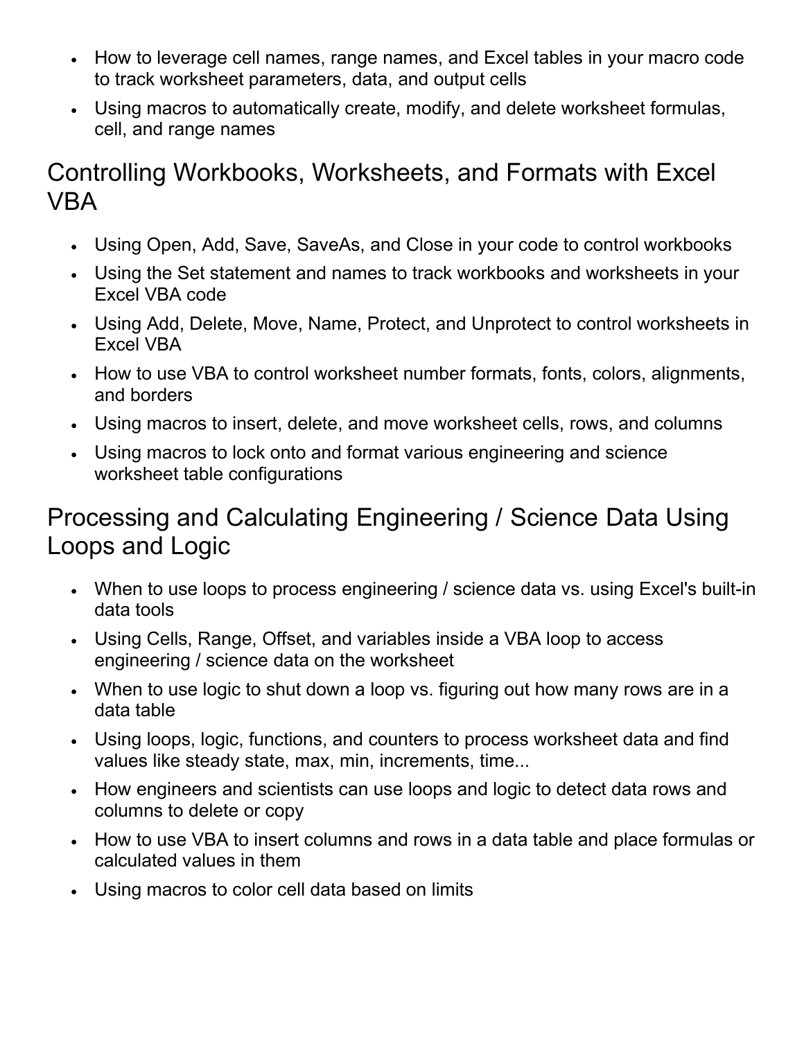- How to leverage cell names, range names, and Excel tables in your macro code to track worksheet parameters, data, and output cells
- Using macros to automatically create, modify, and delete worksheet formulas, cell, and range names

## Controlling Workbooks, Worksheets, and Formats with Excel VBA

- Using Open, Add, Save, SaveAs, and Close in your code to control workbooks
- Using the Set statement and names to track workbooks and worksheets in your Excel VBA code
- Using Add, Delete, Move, Name, Protect, and Unprotect to control worksheets in Excel VBA
- How to use VBA to control worksheet number formats, fonts, colors, alignments, and borders
- Using macros to insert, delete, and move worksheet cells, rows, and columns
- Using macros to lock onto and format various engineering and science worksheet table configurations

## Processing and Calculating Engineering / Science Data Using Loops and Logic

- When to use loops to process engineering / science data vs. using Excel's built-in data tools
- Using Cells, Range, Offset, and variables inside a VBA loop to access engineering / science data on the worksheet
- When to use logic to shut down a loop vs. figuring out how many rows are in a data table
- Using loops, logic, functions, and counters to process worksheet data and find values like steady state, max, min, increments, time...
- How engineers and scientists can use loops and logic to detect data rows and columns to delete or copy
- How to use VBA to insert columns and rows in a data table and place formulas or calculated values in them
- Using macros to color cell data based on limits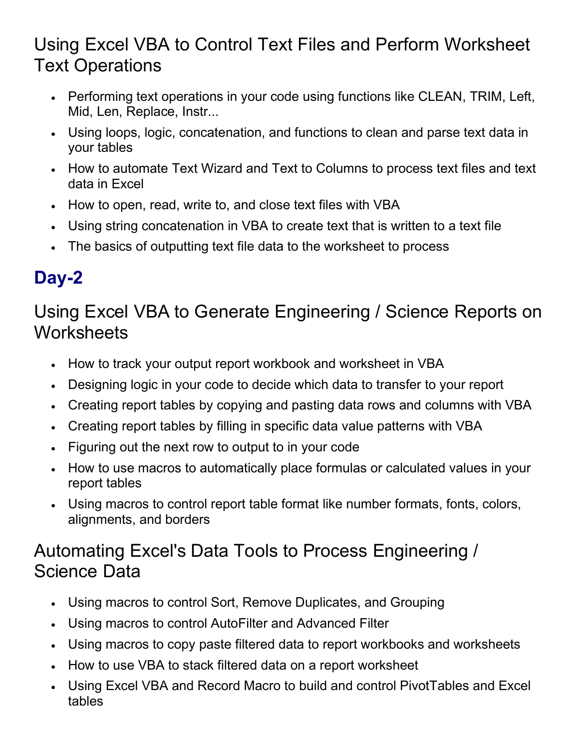## Using Excel VBA to Control Text Files and Perform Worksheet Text Operations

- Performing text operations in your code using functions like CLEAN, TRIM, Left, Mid, Len, Replace, Instr...
- Using loops, logic, concatenation, and functions to clean and parse text data in your tables
- How to automate Text Wizard and Text to Columns to process text files and text data in Excel
- How to open, read, write to, and close text files with VBA
- Using string concatenation in VBA to create text that is written to a text file
- The basics of outputting text file data to the worksheet to process

# Day-2

## Using Excel VBA to Generate Engineering / Science Reports on Worksheets

- How to track your output report workbook and worksheet in VBA
- Designing logic in your code to decide which data to transfer to your report
- Creating report tables by copying and pasting data rows and columns with VBA
- Creating report tables by filling in specific data value patterns with VBA
- Figuring out the next row to output to in your code
- How to use macros to automatically place formulas or calculated values in your report tables
- Using macros to control report table format like number formats, fonts, colors, alignments, and borders

## Automating Excel's Data Tools to Process Engineering / Science Data

- Using macros to control Sort, Remove Duplicates, and Grouping
- Using macros to control AutoFilter and Advanced Filter
- Using macros to copy paste filtered data to report workbooks and worksheets
- How to use VBA to stack filtered data on a report worksheet
- Using Excel VBA and Record Macro to build and control PivotTables and Excel tables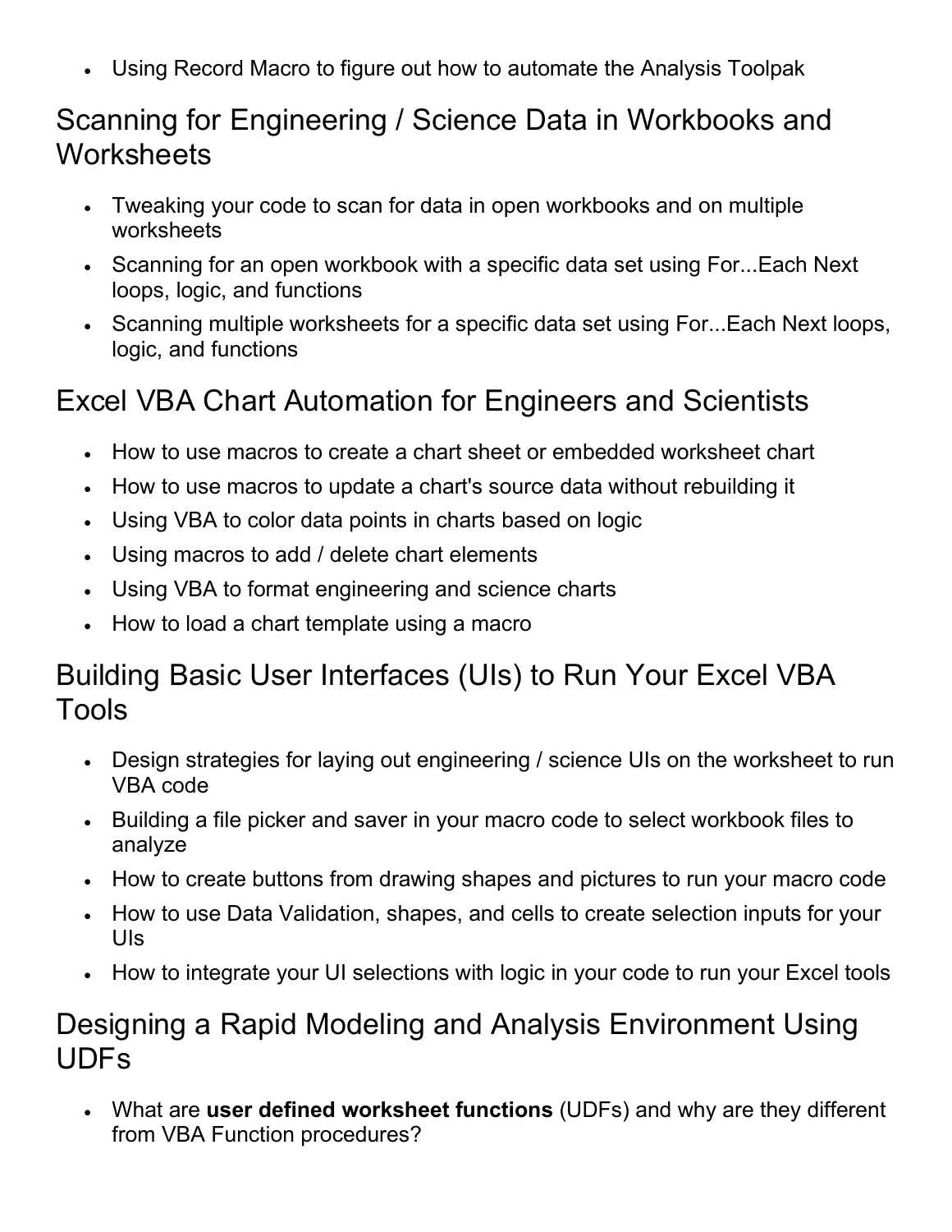- Using Record Macro to figure out how to automate the Analysis Toolpak

## Scanning for Engineering / Science Data in Workbooks and Worksheets

- Tweaking your code to scan for data in open workbooks and on multiple worksheets
- Scanning for an open workbook with a specific data set using For...Each Next loops, logic, and functions
- Scanning multiple worksheets for a specific data set using For...Each Next loops, logic, and functions

## Excel VBA Chart Automation for Engineers and Scientists

- How to use macros to create a chart sheet or embedded worksheet chart
- How to use macros to update a chart's source data without rebuilding it
- Using VBA to color data points in charts based on logic
- Using macros to add / delete chart elements
- Using VBA to format engineering and science charts
- How to load a chart template using a macro

## Building Basic User Interfaces (UIs) to Run Your Excel VBA Tools

- Design strategies for laying out engineering / science UIs on the worksheet to run VBA code
- Building a file picker and saver in your macro code to select workbook files to analyze
- How to create buttons from drawing shapes and pictures to run your macro code
- How to use Data Validation, shapes, and cells to create selection inputs for your UIs
- How to integrate your UI selections with logic in your code to run your Excel tools

## Designing a Rapid Modeling and Analysis Environment Using UDFs

- What are **user defined worksheet functions** (UDFs) and why are they different from VBA Function procedures?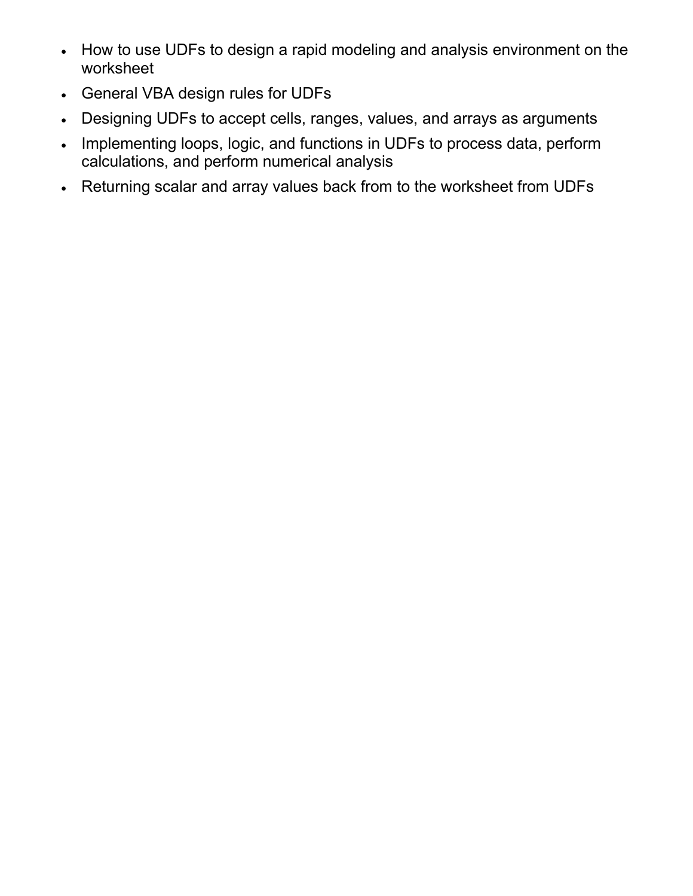- How to use UDFs to design a rapid modeling and analysis environment on the worksheet
- General VBA design rules for UDFs
- Designing UDFs to accept cells, ranges, values, and arrays as arguments
- Implementing loops, logic, and functions in UDFs to process data, perform calculations, and perform numerical analysis
- Returning scalar and array values back from to the worksheet from UDFs